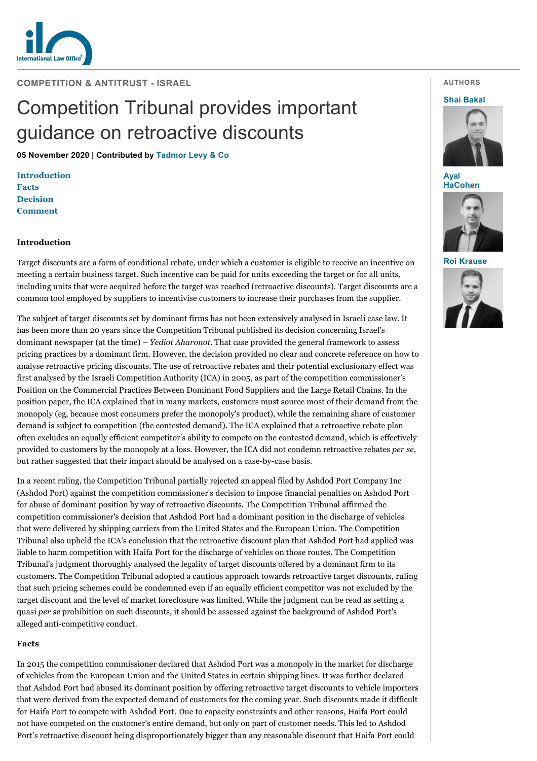COMPETITION & ANTITRUST - ISRAEL

# Competition Tribunal provides important guidance on retroactive discounts

**05 November 2020 | Contributed by Tadmor Levy & Co**

AUTHORS

Shai Bakal

Ayal HaCohen

Roi Krause

**Introduction**
**Facts**
**Decision**
**Comment**

## Introduction

Target discounts are a form of conditional rebate, under which a customer is eligible to receive an incentive on meeting a certain business target. Such incentive can be paid for units exceeding the target or for all units, including units that were acquired before the target was reached (retroactive discounts). Target discounts are a common tool employed by suppliers to incentivise customers to increase their purchases from the supplier.

The subject of target discounts set by dominant firms has not been extensively analysed in Israeli case law. It has been more than 20 years since the Competition Tribunal published its decision concerning Israel's dominant newspaper (at the time) – *Yediot Aharonot*. That case provided the general framework to assess pricing practices by a dominant firm. However, the decision provided no clear and concrete reference on how to analyse retroactive pricing discounts. The use of retroactive rebates and their potential exclusionary effect was first analysed by the Israeli Competition Authority (ICA) in 2005, as part of the competition commissioner's Position on the Commercial Practices Between Dominant Food Suppliers and the Large Retail Chains. In the position paper, the ICA explained that in many markets, customers must source most of their demand from the monopoly (eg, because most consumers prefer the monopoly's product), while the remaining share of customer demand is subject to competition (the contested demand). The ICA explained that a retroactive rebate plan often excludes an equally efficient competitor's ability to compete on the contested demand, which is effectively provided to customers by the monopoly at a loss. However, the ICA did not condemn retroactive rebates *per se*, but rather suggested that their impact should be analysed on a case-by-case basis.

In a recent ruling, the Competition Tribunal partially rejected an appeal filed by Ashdod Port Company Inc (Ashdod Port) against the competition commissioner's decision to impose financial penalties on Ashdod Port for abuse of dominant position by way of retroactive discounts. The Competition Tribunal affirmed the competition commissioner's decision that Ashdod Port had a dominant position in the discharge of vehicles that were delivered by shipping carriers from the United States and the European Union. The Competition Tribunal also upheld the ICA's conclusion that the retroactive discount plan that Ashdod Port had applied was liable to harm competition with Haifa Port for the discharge of vehicles on those routes. The Competition Tribunal's judgment thoroughly analysed the legality of target discounts offered by a dominant firm to its customers. The Competition Tribunal adopted a cautious approach towards retroactive target discounts, ruling that such pricing schemes could be condemned even if an equally efficient competitor was not excluded by the target discount and the level of market foreclosure was limited. While the judgment can be read as setting a quasi *per se* prohibition on such discounts, it should be assessed against the background of Ashdod Port's alleged anti-competitive conduct.

## Facts

In 2015 the competition commissioner declared that Ashdod Port was a monopoly in the market for discharge of vehicles from the European Union and the United States in certain shipping lines. It was further declared that Ashdod Port had abused its dominant position by offering retroactive target discounts to vehicle importers that were derived from the expected demand of customers for the coming year. Such discounts made it difficult for Haifa Port to compete with Ashdod Port. Due to capacity constraints and other reasons, Haifa Port could not have competed on the customer's entire demand, but only on part of customer needs. This led to Ashdod Port's retroactive discount being disproportionately bigger than any reasonable discount that Haifa Port could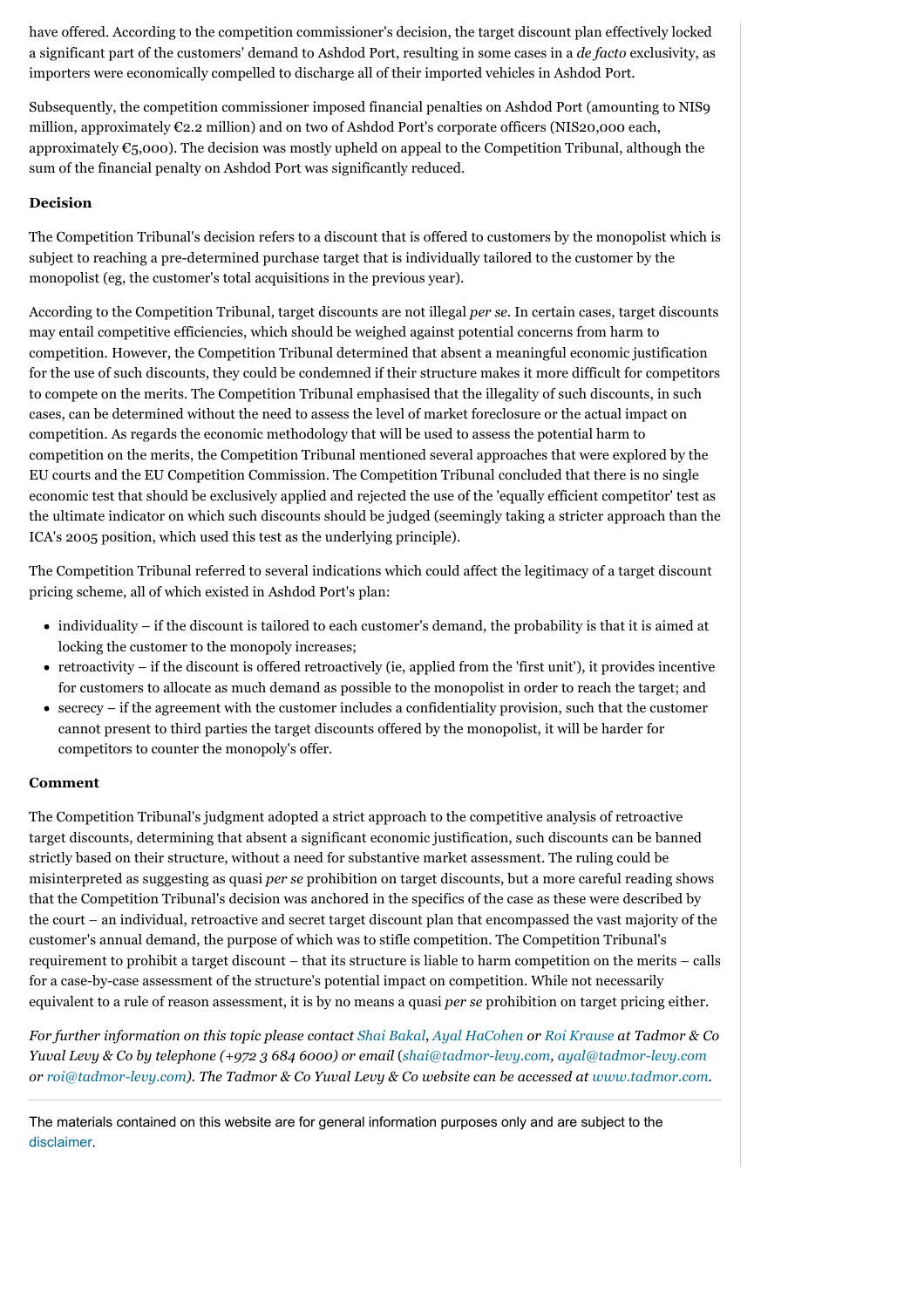have offered. According to the competition commissioner's decision, the target discount plan effectively locked a significant part of the customers' demand to Ashdod Port, resulting in some cases in a *de facto* exclusivity, as importers were economically compelled to discharge all of their imported vehicles in Ashdod Port.

Subsequently, the competition commissioner imposed financial penalties on Ashdod Port (amounting to NIS9 million, approximately €2.2 million) and on two of Ashdod Port's corporate officers (NIS20,000 each, approximately €5,000). The decision was mostly upheld on appeal to the Competition Tribunal, although the sum of the financial penalty on Ashdod Port was significantly reduced.

**Decision**

The Competition Tribunal's decision refers to a discount that is offered to customers by the monopolist which is subject to reaching a pre-determined purchase target that is individually tailored to the customer by the monopolist (eg, the customer's total acquisitions in the previous year).

According to the Competition Tribunal, target discounts are not illegal *per se*. In certain cases, target discounts may entail competitive efficiencies, which should be weighed against potential concerns from harm to competition. However, the Competition Tribunal determined that absent a meaningful economic justification for the use of such discounts, they could be condemned if their structure makes it more difficult for competitors to compete on the merits. The Competition Tribunal emphasised that the illegality of such discounts, in such cases, can be determined without the need to assess the level of market foreclosure or the actual impact on competition. As regards the economic methodology that will be used to assess the potential harm to competition on the merits, the Competition Tribunal mentioned several approaches that were explored by the EU courts and the EU Competition Commission. The Competition Tribunal concluded that there is no single economic test that should be exclusively applied and rejected the use of the 'equally efficient competitor' test as the ultimate indicator on which such discounts should be judged (seemingly taking a stricter approach than the ICA's 2005 position, which used this test as the underlying principle).

The Competition Tribunal referred to several indications which could affect the legitimacy of a target discount pricing scheme, all of which existed in Ashdod Port's plan:

- individuality – if the discount is tailored to each customer's demand, the probability is that it is aimed at locking the customer to the monopoly increases;
- retroactivity – if the discount is offered retroactively (ie, applied from the 'first unit'), it provides incentive for customers to allocate as much demand as possible to the monopolist in order to reach the target; and
- secrecy – if the agreement with the customer includes a confidentiality provision, such that the customer cannot present to third parties the target discounts offered by the monopolist, it will be harder for competitors to counter the monopoly's offer.

**Comment**

The Competition Tribunal's judgment adopted a strict approach to the competitive analysis of retroactive target discounts, determining that absent a significant economic justification, such discounts can be banned strictly based on their structure, without a need for substantive market assessment. The ruling could be misinterpreted as suggesting as quasi *per se* prohibition on target discounts, but a more careful reading shows that the Competition Tribunal's decision was anchored in the specifics of the case as these were described by the court – an individual, retroactive and secret target discount plan that encompassed the vast majority of the customer's annual demand, the purpose of which was to stifle competition. The Competition Tribunal's requirement to prohibit a target discount – that its structure is liable to harm competition on the merits – calls for a case-by-case assessment of the structure's potential impact on competition. While not necessarily equivalent to a rule of reason assessment, it is by no means a quasi *per se* prohibition on target pricing either.

*For further information on this topic please contact Shai Bakal, Ayal HaCohen or Roi Krause at Tadmor & Co Yuval Levy & Co by telephone (+972 3 684 6000) or email (shai@tadmor-levy.com, ayal@tadmor-levy.com or roi@tadmor-levy.com). The Tadmor & Co Yuval Levy & Co website can be accessed at www.tadmor.com.*

The materials contained on this website are for general information purposes only and are subject to the disclaimer.